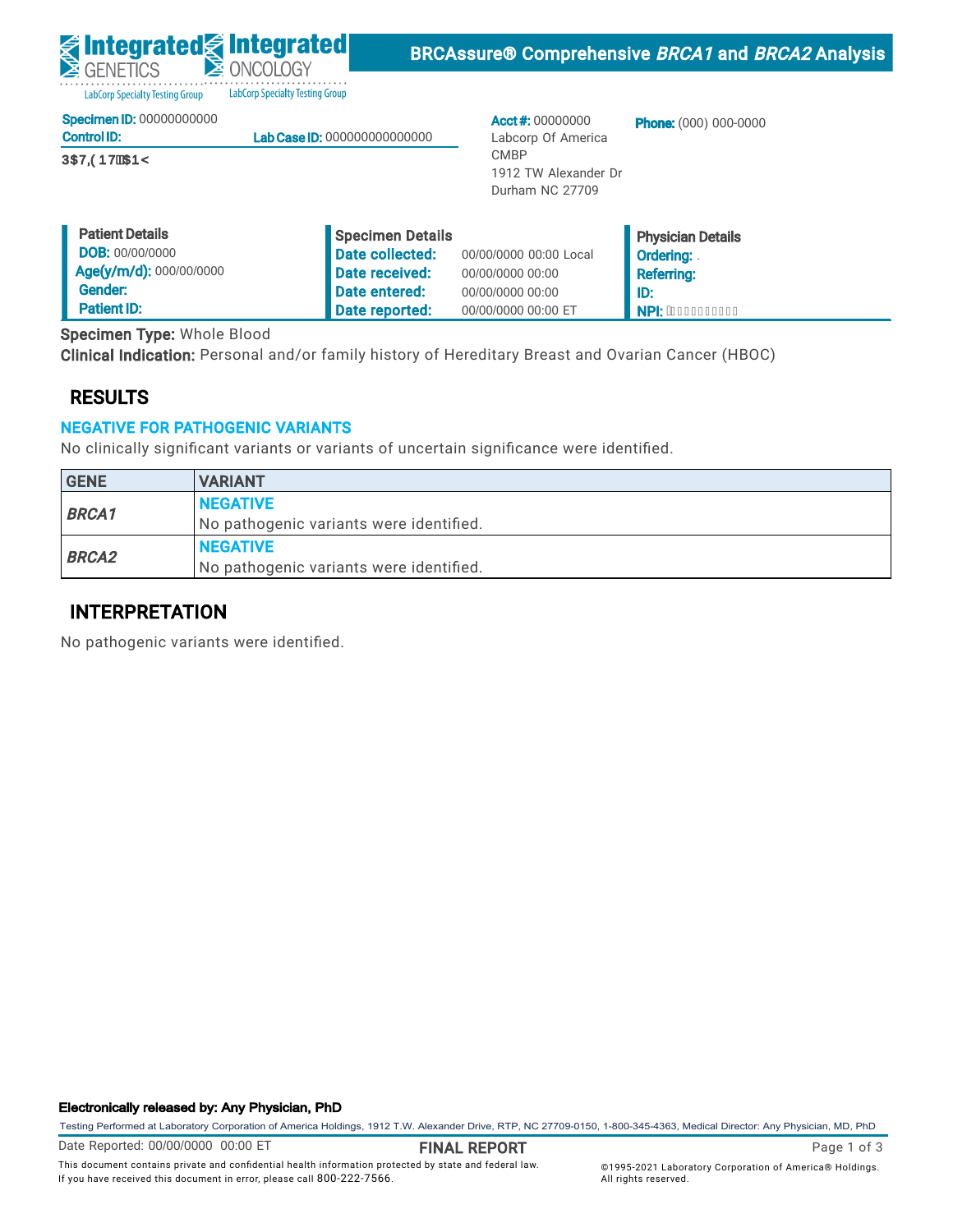Integrated GENETICS — LabCorp Specialty Testing Group | Integrated ONCOLOGY — LabCorp Specialty Testing Group

# BRCAssure® Comprehensive *BRCA1* and *BRCA2* Analysis

**Specimen ID:** 00000000000
**Control ID:** **Lab Case ID:** 000000000000000
3$7,(17 $1<

**Acct #:** 00000000
Labcorp Of America
CMBP
1912 TW Alexander Dr
Durham NC 27709

**Phone:** (000) 000-0000

| Patient Details | | Specimen Details | | Physician Details |
|---|---|---|---|---|
| **DOB:** | 00/00/0000 | **Date collected:** | 00/00/0000 00:00 Local | **Ordering:** . |
| **Age(y/m/d):** | 000/00/0000 | **Date received:** | 00/00/0000 00:00 | **Referring:** |
| **Gender:** | | **Date entered:** | 00/00/0000 00:00 | **ID:** |
| **Patient ID:** | | **Date reported:** | 00/00/0000 00:00 ET | **NPI:** |

**Specimen Type:** Whole Blood
**Clinical Indication:** Personal and/or family history of Hereditary Breast and Ovarian Cancer (HBOC)

## RESULTS

**NEGATIVE FOR PATHOGENIC VARIANTS**

No clinically significant variants or variants of uncertain significance were identified.

| GENE | VARIANT |
|---|---|
| ***BRCA1*** | **NEGATIVE**<br>No pathogenic variants were identified. |
| ***BRCA2*** | **NEGATIVE**<br>No pathogenic variants were identified. |

## INTERPRETATION

No pathogenic variants were identified.

**Electronically released by: Any Physician, PhD**

Testing Performed at Laboratory Corporation of America Holdings, 1912 T.W. Alexander Drive, RTP, NC 27709-0150, 1-800-345-4363, Medical Director: Any Physician, MD, PhD

Date Reported: 00/00/0000 00:00 ET

**FINAL REPORT**

This document contains private and confidential health information protected by state and federal law. If you have received this document in error, please call 800-222-7566.

©1995-2021 Laboratory Corporation of America® Holdings. All rights reserved.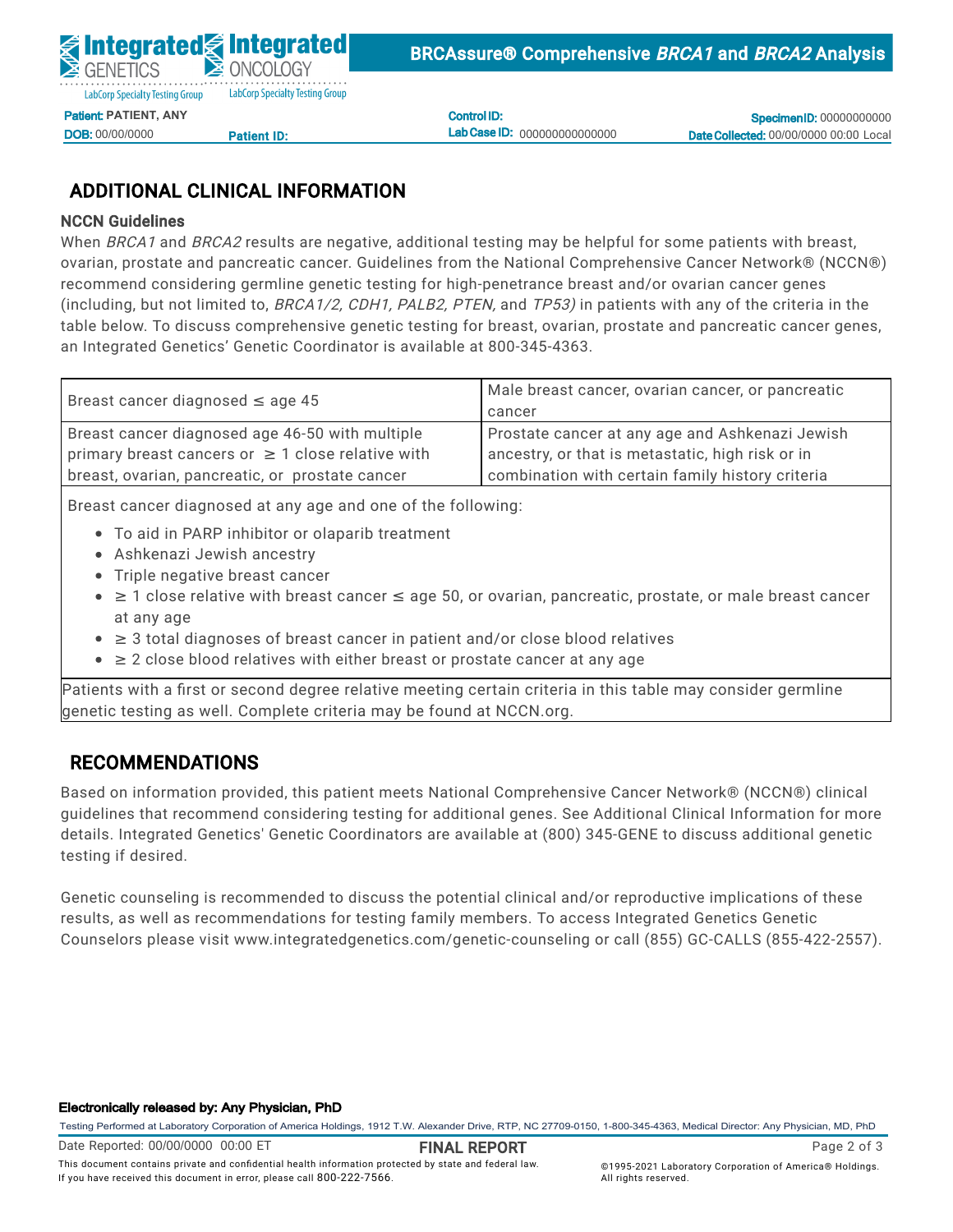Patient: PATIENT, ANY
DOB: 00/00/0000 Patient ID:
Control ID:
Lab Case ID: 000000000000000
Specimen ID: 00000000000
Date Collected: 00/00/0000 00:00 Local

## ADDITIONAL CLINICAL INFORMATION

### NCCN Guidelines

When *BRCA1* and *BRCA2* results are negative, additional testing may be helpful for some patients with breast, ovarian, prostate and pancreatic cancer. Guidelines from the National Comprehensive Cancer Network® (NCCN®) recommend considering germline genetic testing for high-penetrance breast and/or ovarian cancer genes (including, but not limited to, *BRCA1/2, CDH1, PALB2, PTEN,* and *TP53)* in patients with any of the criteria in the table below. To discuss comprehensive genetic testing for breast, ovarian, prostate and pancreatic cancer genes, an Integrated Genetics' Genetic Coordinator is available at 800-345-4363.

| | |
|---|---|
| Breast cancer diagnosed ≤ age 45 | Male breast cancer, ovarian cancer, or pancreatic cancer |
| Breast cancer diagnosed age 46-50 with multiple primary breast cancers or ≥ 1 close relative with breast, ovarian, pancreatic, or prostate cancer | Prostate cancer at any age and Ashkenazi Jewish ancestry, or that is metastatic, high risk or in combination with certain family history criteria |
| Breast cancer diagnosed at any age and one of the following:<br>• To aid in PARP inhibitor or olaparib treatment<br>• Ashkenazi Jewish ancestry<br>• Triple negative breast cancer<br>• ≥ 1 close relative with breast cancer ≤ age 50, or ovarian, pancreatic, prostate, or male breast cancer at any age<br>• ≥ 3 total diagnoses of breast cancer in patient and/or close blood relatives<br>• ≥ 2 close blood relatives with either breast or prostate cancer at any age | |
| Patients with a first or second degree relative meeting certain criteria in this table may consider germline genetic testing as well. Complete criteria may be found at NCCN.org. | |

## RECOMMENDATIONS

Based on information provided, this patient meets National Comprehensive Cancer Network® (NCCN®) clinical guidelines that recommend considering testing for additional genes. See Additional Clinical Information for more details. Integrated Genetics' Genetic Coordinators are available at (800) 345-GENE to discuss additional genetic testing if desired.

Genetic counseling is recommended to discuss the potential clinical and/or reproductive implications of these results, as well as recommendations for testing family members. To access Integrated Genetics Genetic Counselors please visit www.integratedgenetics.com/genetic-counseling or call (855) GC-CALLS (855-422-2557).

**Electronically released by: Any Physician, PhD**

Testing Performed at Laboratory Corporation of America Holdings, 1912 T.W. Alexander Drive, RTP, NC 27709-0150, 1-800-345-4363, Medical Director: Any Physician, MD, PhD

Date Reported: 00/00/0000 00:00 ET

**FINAL REPORT**

This document contains private and confidential health information protected by state and federal law. If you have received this document in error, please call 800-222-7566.

©1995-2021 Laboratory Corporation of America® Holdings. All rights reserved.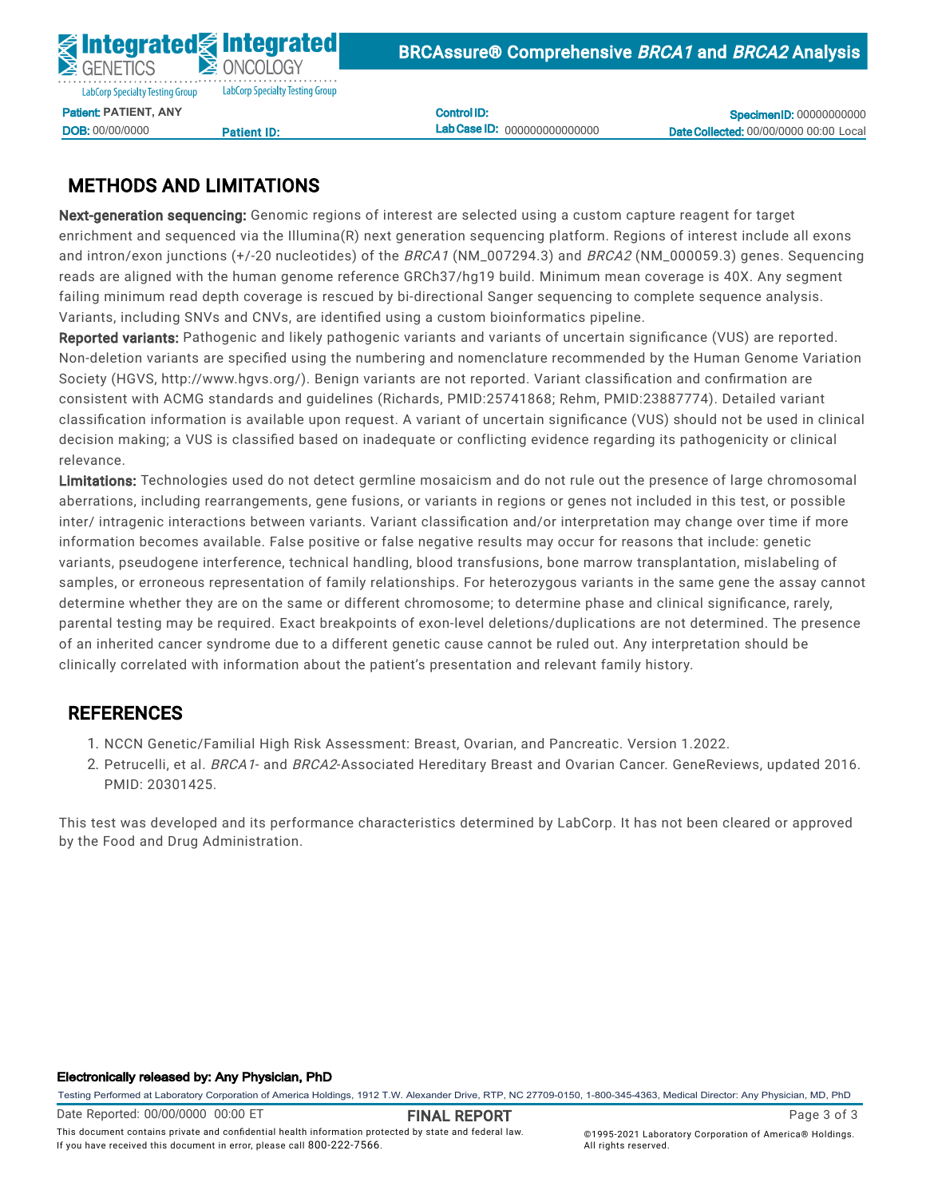## METHODS AND LIMITATIONS

**Next-generation sequencing:** Genomic regions of interest are selected using a custom capture reagent for target enrichment and sequenced via the Illumina(R) next generation sequencing platform. Regions of interest include all exons and intron/exon junctions (+/-20 nucleotides) of the *BRCA1* (NM_007294.3) and *BRCA2* (NM_000059.3) genes. Sequencing reads are aligned with the human genome reference GRCh37/hg19 build. Minimum mean coverage is 40X. Any segment failing minimum read depth coverage is rescued by bi-directional Sanger sequencing to complete sequence analysis. Variants, including SNVs and CNVs, are identified using a custom bioinformatics pipeline.

**Reported variants:** Pathogenic and likely pathogenic variants and variants of uncertain significance (VUS) are reported. Non-deletion variants are specified using the numbering and nomenclature recommended by the Human Genome Variation Society (HGVS, http://www.hgvs.org/). Benign variants are not reported. Variant classification and confirmation are consistent with ACMG standards and guidelines (Richards, PMID:25741868; Rehm, PMID:23887774). Detailed variant classification information is available upon request. A variant of uncertain significance (VUS) should not be used in clinical decision making; a VUS is classified based on inadequate or conflicting evidence regarding its pathogenicity or clinical relevance.

**Limitations:** Technologies used do not detect germline mosaicism and do not rule out the presence of large chromosomal aberrations, including rearrangements, gene fusions, or variants in regions or genes not included in this test, or possible inter/ intragenic interactions between variants. Variant classification and/or interpretation may change over time if more information becomes available. False positive or false negative results may occur for reasons that include: genetic variants, pseudogene interference, technical handling, blood transfusions, bone marrow transplantation, mislabeling of samples, or erroneous representation of family relationships. For heterozygous variants in the same gene the assay cannot determine whether they are on the same or different chromosome; to determine phase and clinical significance, rarely, parental testing may be required. Exact breakpoints of exon-level deletions/duplications are not determined. The presence of an inherited cancer syndrome due to a different genetic cause cannot be ruled out. Any interpretation should be clinically correlated with information about the patient's presentation and relevant family history.

## REFERENCES

1. NCCN Genetic/Familial High Risk Assessment: Breast, Ovarian, and Pancreatic. Version 1.2022.
2. Petrucelli, et al. *BRCA1*- and *BRCA2*-Associated Hereditary Breast and Ovarian Cancer. GeneReviews, updated 2016. PMID: 20301425.

This test was developed and its performance characteristics determined by LabCorp. It has not been cleared or approved by the Food and Drug Administration.

**Electronically released by: Any Physician, PhD**

Testing Performed at Laboratory Corporation of America Holdings, 1912 T.W. Alexander Drive, RTP, NC 27709-0150, 1-800-345-4363, Medical Director: Any Physician, MD, PhD

Date Reported: 00/00/0000 00:00 ET

**FINAL REPORT**

This document contains private and confidential health information protected by state and federal law. If you have received this document in error, please call 800-222-7566.

©1995-2021 Laboratory Corporation of America® Holdings. All rights reserved.